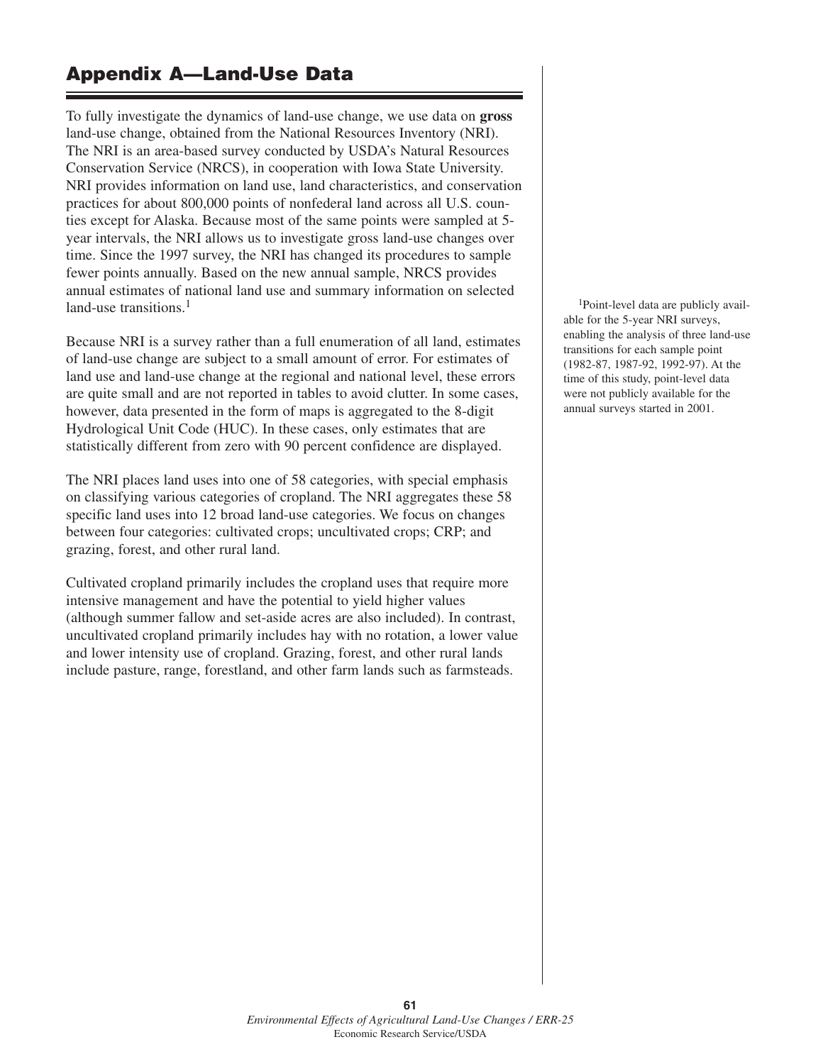# Appendix A—Land-Use Data

To fully investigate the dynamics of land-use change, we use data on **gross** land-use change, obtained from the National Resources Inventory (NRI). The NRI is an area-based survey conducted by USDA's Natural Resources Conservation Service (NRCS), in cooperation with Iowa State University. NRI provides information on land use, land characteristics, and conservation practices for about 800,000 points of nonfederal land across all U.S. counties except for Alaska. Because most of the same points were sampled at 5-year intervals, the NRI allows us to investigate gross land-use changes over time. Since the 1997 survey, the NRI has changed its procedures to sample fewer points annually. Based on the new annual sample, NRCS provides annual estimates of national land use and summary information on selected land-use transitions.[1]

Because NRI is a survey rather than a full enumeration of all land, estimates of land-use change are subject to a small amount of error. For estimates of land use and land-use change at the regional and national level, these errors are quite small and are not reported in tables to avoid clutter. In some cases, however, data presented in the form of maps is aggregated to the 8-digit Hydrological Unit Code (HUC). In these cases, only estimates that are statistically different from zero with 90 percent confidence are displayed.

The NRI places land uses into one of 58 categories, with special emphasis on classifying various categories of cropland. The NRI aggregates these 58 specific land uses into 12 broad land-use categories. We focus on changes between four categories: cultivated crops; uncultivated crops; CRP; and grazing, forest, and other rural land.

Cultivated cropland primarily includes the cropland uses that require more intensive management and have the potential to yield higher values (although summer fallow and set-aside acres are also included). In contrast, uncultivated cropland primarily includes hay with no rotation, a lower value and lower intensity use of cropland. Grazing, forest, and other rural lands include pasture, range, forestland, and other farm lands such as farmsteads.

[1]Point-level data are publicly available for the 5-year NRI surveys, enabling the analysis of three land-use transitions for each sample point (1982-87, 1987-92, 1992-97). At the time of this study, point-level data were not publicly available for the annual surveys started in 2001.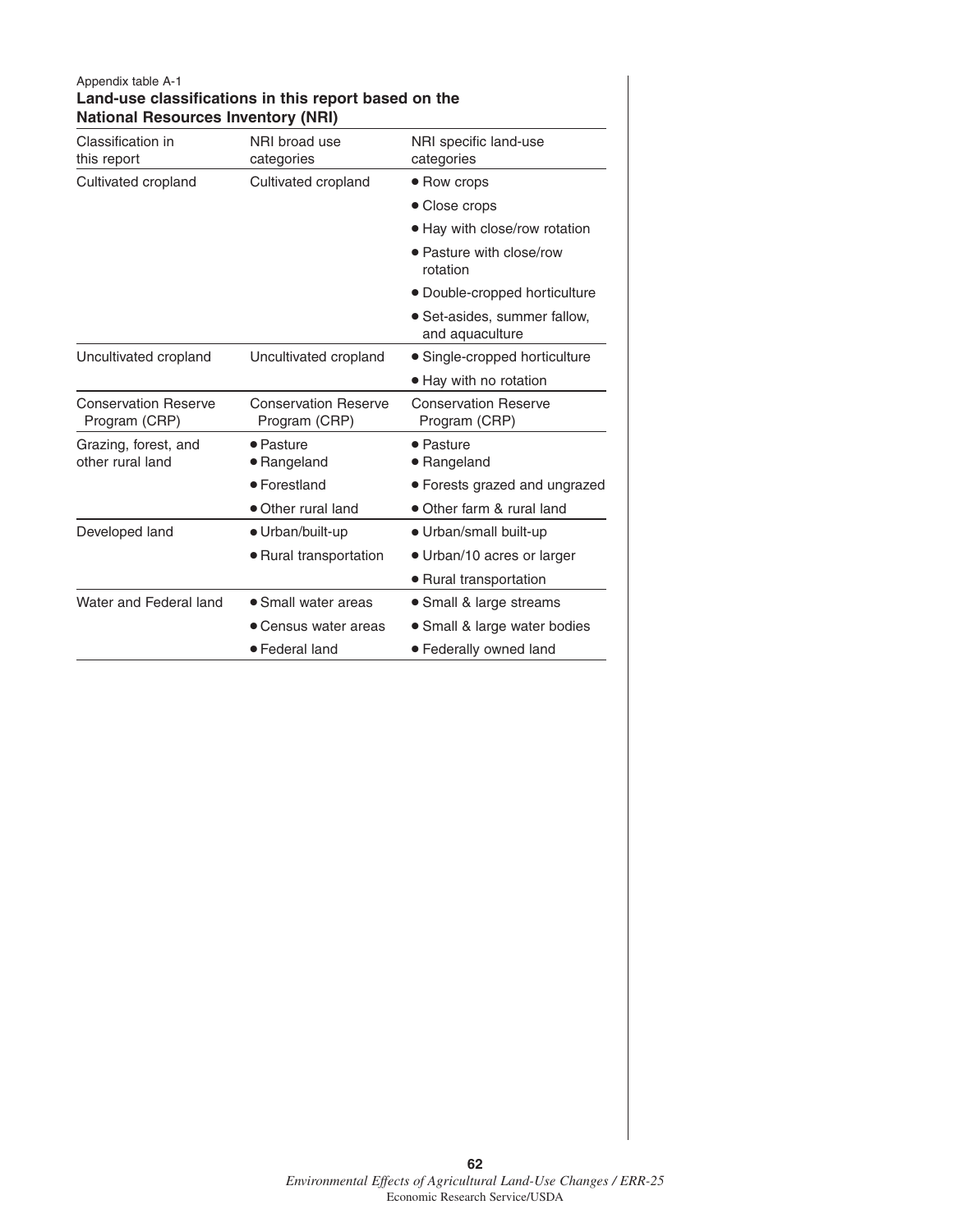Appendix table A-1

**Land-use classifications in this report based on the National Resources Inventory (NRI)**

| Classification in this report | NRI broad use categories | NRI specific land-use categories |
|---|---|---|
| Cultivated cropland | Cultivated cropland | • Row crops |
| | | • Close crops |
| | | • Hay with close/row rotation |
| | | • Pasture with close/row rotation |
| | | • Double-cropped horticulture |
| | | • Set-asides, summer fallow, and aquaculture |
| Uncultivated cropland | Uncultivated cropland | • Single-cropped horticulture |
| | | • Hay with no rotation |
| Conservation Reserve Program (CRP) | Conservation Reserve Program (CRP) | Conservation Reserve Program (CRP) |
| Grazing, forest, and other rural land | • Pasture<br>• Rangeland | • Pasture<br>• Rangeland |
| | • Forestland | • Forests grazed and ungrazed |
| | • Other rural land | • Other farm & rural land |
| Developed land | • Urban/built-up | • Urban/small built-up |
| | • Rural transportation | • Urban/10 acres or larger |
| | | • Rural transportation |
| Water and Federal land | • Small water areas | • Small & large streams |
| | • Census water areas | • Small & large water bodies |
| | • Federal land | • Federally owned land |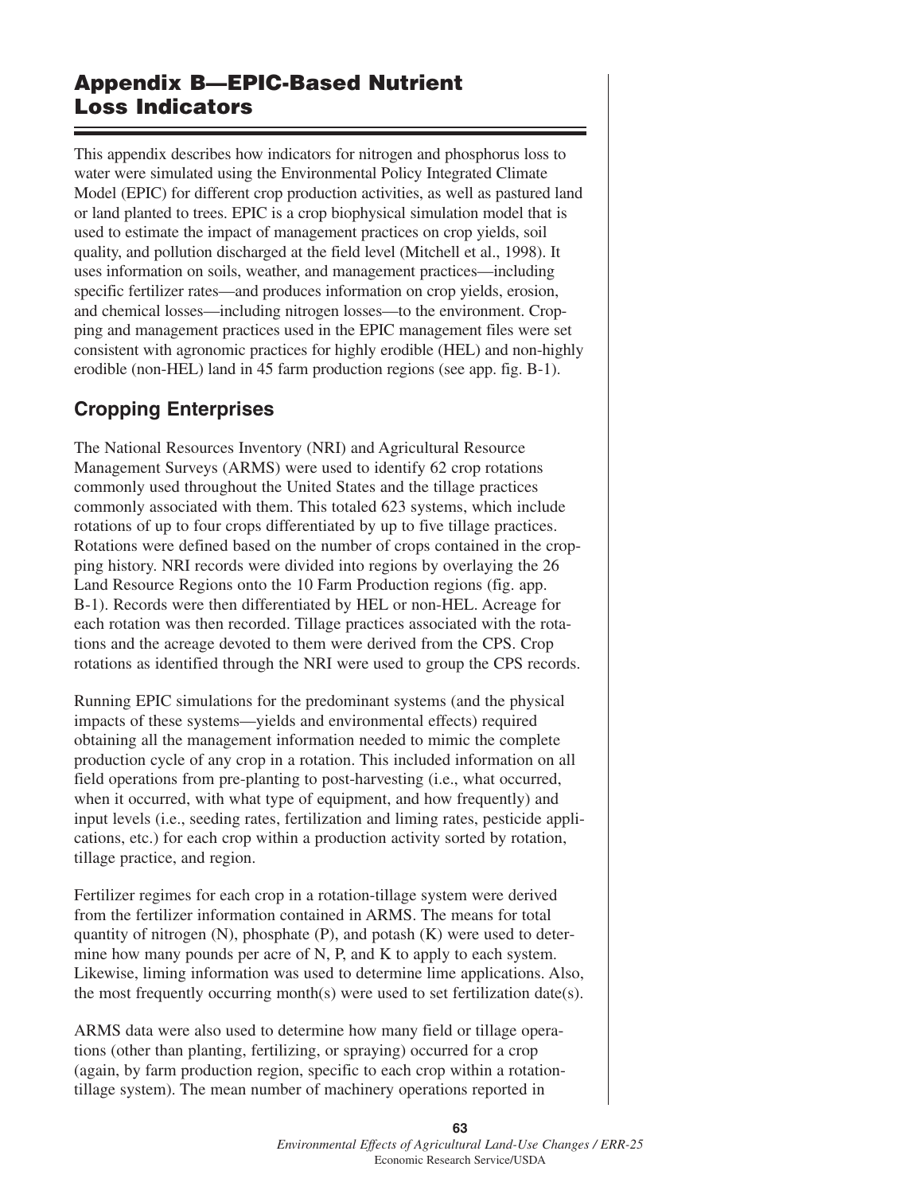# Appendix B—EPIC-Based Nutrient Loss Indicators

This appendix describes how indicators for nitrogen and phosphorus loss to water were simulated using the Environmental Policy Integrated Climate Model (EPIC) for different crop production activities, as well as pastured land or land planted to trees. EPIC is a crop biophysical simulation model that is used to estimate the impact of management practices on crop yields, soil quality, and pollution discharged at the field level (Mitchell et al., 1998). It uses information on soils, weather, and management practices—including specific fertilizer rates—and produces information on crop yields, erosion, and chemical losses—including nitrogen losses—to the environment. Cropping and management practices used in the EPIC management files were set consistent with agronomic practices for highly erodible (HEL) and non-highly erodible (non-HEL) land in 45 farm production regions (see app. fig. B-1).

## Cropping Enterprises

The National Resources Inventory (NRI) and Agricultural Resource Management Surveys (ARMS) were used to identify 62 crop rotations commonly used throughout the United States and the tillage practices commonly associated with them. This totaled 623 systems, which include rotations of up to four crops differentiated by up to five tillage practices. Rotations were defined based on the number of crops contained in the cropping history. NRI records were divided into regions by overlaying the 26 Land Resource Regions onto the 10 Farm Production regions (fig. app. B-1). Records were then differentiated by HEL or non-HEL. Acreage for each rotation was then recorded. Tillage practices associated with the rotations and the acreage devoted to them were derived from the CPS. Crop rotations as identified through the NRI were used to group the CPS records.

Running EPIC simulations for the predominant systems (and the physical impacts of these systems—yields and environmental effects) required obtaining all the management information needed to mimic the complete production cycle of any crop in a rotation. This included information on all field operations from pre-planting to post-harvesting (i.e., what occurred, when it occurred, with what type of equipment, and how frequently) and input levels (i.e., seeding rates, fertilization and liming rates, pesticide applications, etc.) for each crop within a production activity sorted by rotation, tillage practice, and region.

Fertilizer regimes for each crop in a rotation-tillage system were derived from the fertilizer information contained in ARMS. The means for total quantity of nitrogen (N), phosphate (P), and potash (K) were used to determine how many pounds per acre of N, P, and K to apply to each system. Likewise, liming information was used to determine lime applications. Also, the most frequently occurring month(s) were used to set fertilization date(s).

ARMS data were also used to determine how many field or tillage operations (other than planting, fertilizing, or spraying) occurred for a crop (again, by farm production region, specific to each crop within a rotation-tillage system). The mean number of machinery operations reported in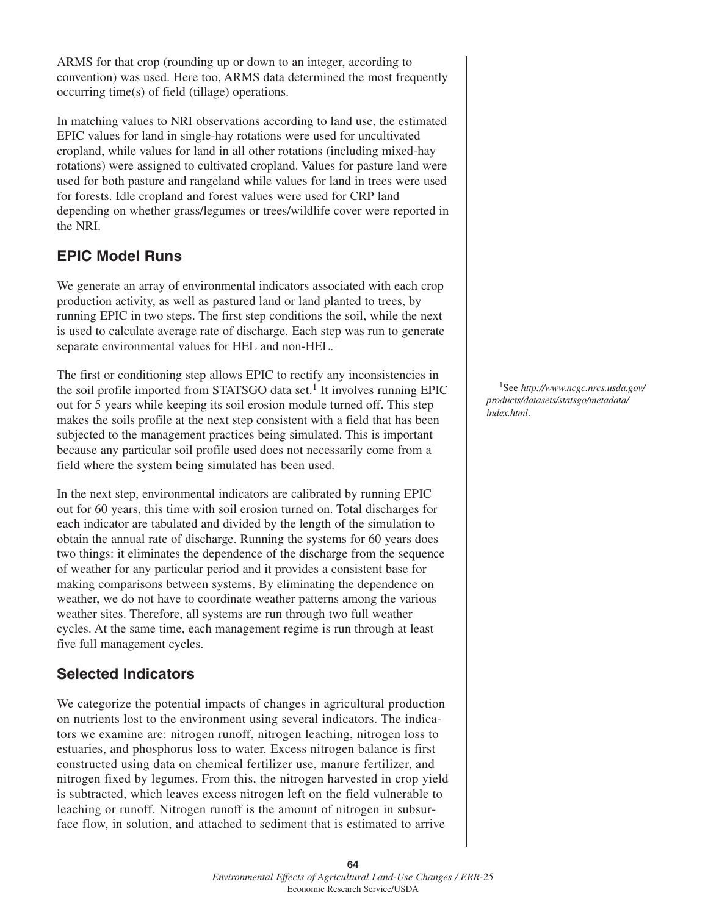ARMS for that crop (rounding up or down to an integer, according to convention) was used. Here too, ARMS data determined the most frequently occurring time(s) of field (tillage) operations.

In matching values to NRI observations according to land use, the estimated EPIC values for land in single-hay rotations were used for uncultivated cropland, while values for land in all other rotations (including mixed-hay rotations) were assigned to cultivated cropland. Values for pasture land were used for both pasture and rangeland while values for land in trees were used for forests. Idle cropland and forest values were used for CRP land depending on whether grass/legumes or trees/wildlife cover were reported in the NRI.

## EPIC Model Runs

We generate an array of environmental indicators associated with each crop production activity, as well as pastured land or land planted to trees, by running EPIC in two steps. The first step conditions the soil, while the next is used to calculate average rate of discharge. Each step was run to generate separate environmental values for HEL and non-HEL.

The first or conditioning step allows EPIC to rectify any inconsistencies in the soil profile imported from STATSGO data set.[1] It involves running EPIC out for 5 years while keeping its soil erosion module turned off. This step makes the soils profile at the next step consistent with a field that has been subjected to the management practices being simulated. This is important because any particular soil profile used does not necessarily come from a field where the system being simulated has been used.

In the next step, environmental indicators are calibrated by running EPIC out for 60 years, this time with soil erosion turned on. Total discharges for each indicator are tabulated and divided by the length of the simulation to obtain the annual rate of discharge. Running the systems for 60 years does two things: it eliminates the dependence of the discharge from the sequence of weather for any particular period and it provides a consistent base for making comparisons between systems. By eliminating the dependence on weather, we do not have to coordinate weather patterns among the various weather sites. Therefore, all systems are run through two full weather cycles. At the same time, each management regime is run through at least five full management cycles.

## Selected Indicators

We categorize the potential impacts of changes in agricultural production on nutrients lost to the environment using several indicators. The indicators we examine are: nitrogen runoff, nitrogen leaching, nitrogen loss to estuaries, and phosphorus loss to water. Excess nitrogen balance is first constructed using data on chemical fertilizer use, manure fertilizer, and nitrogen fixed by legumes. From this, the nitrogen harvested in crop yield is subtracted, which leaves excess nitrogen left on the field vulnerable to leaching or runoff. Nitrogen runoff is the amount of nitrogen in subsurface flow, in solution, and attached to sediment that is estimated to arrive

[1] See *http://www.ncgc.nrcs.usda.gov/products/datasets/statsgo/metadata/index.html*.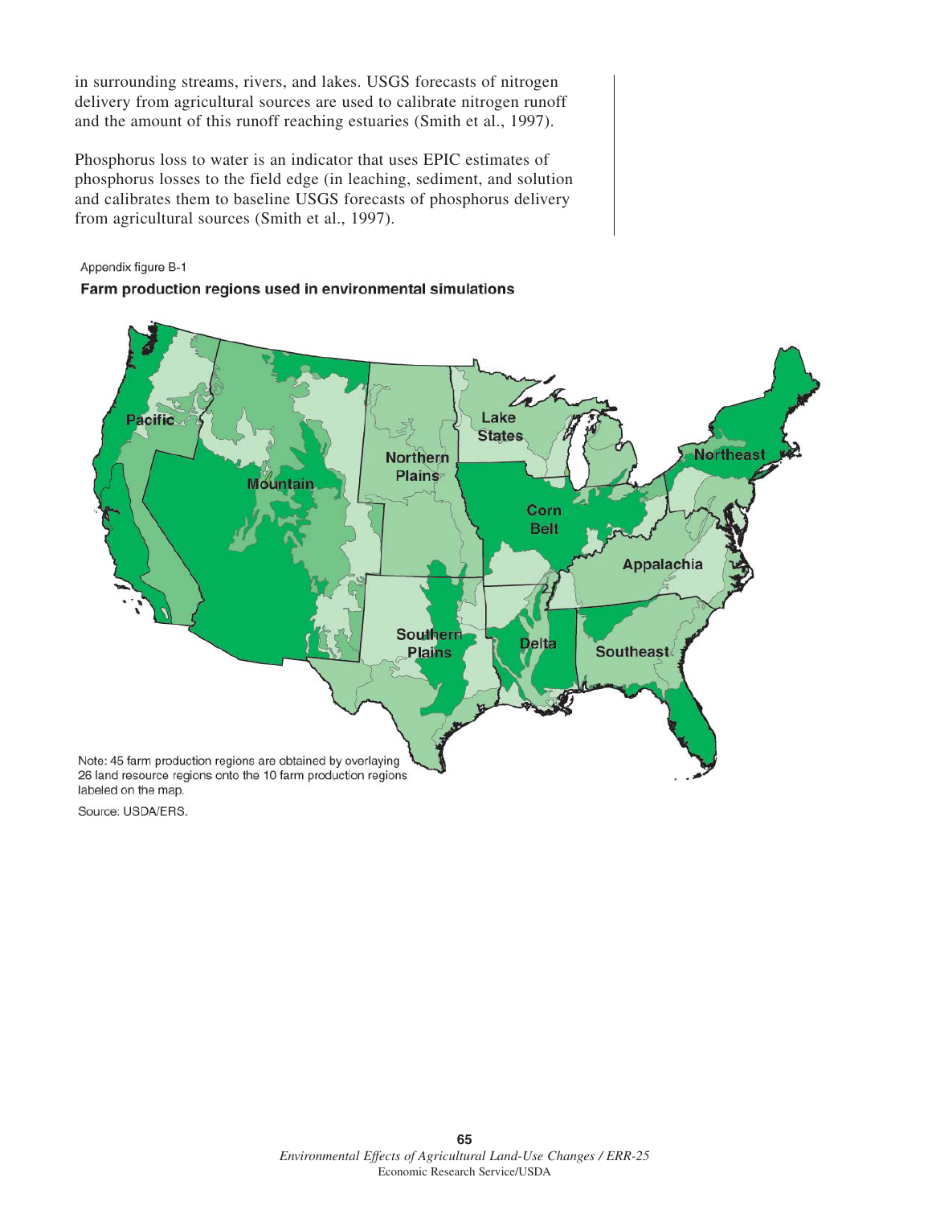in surrounding streams, rivers, and lakes. USGS forecasts of nitrogen delivery from agricultural sources are used to calibrate nitrogen runoff and the amount of this runoff reaching estuaries (Smith et al., 1997).

Phosphorus loss to water is an indicator that uses EPIC estimates of phosphorus losses to the field edge (in leaching, sediment, and solution and calibrates them to baseline USGS forecasts of phosphorus delivery from agricultural sources (Smith et al., 1997).

Appendix figure B-1

**Farm production regions used in environmental simulations**

Pacific
Mountain
Northern Plains
Lake States
Corn Belt
Northeast
Appalachia
Southern Plains
Delta
Southeast

Note: 45 farm production regions are obtained by overlaying 26 land resource regions onto the 10 farm production regions labeled on the map.

Source: USDA/ERS.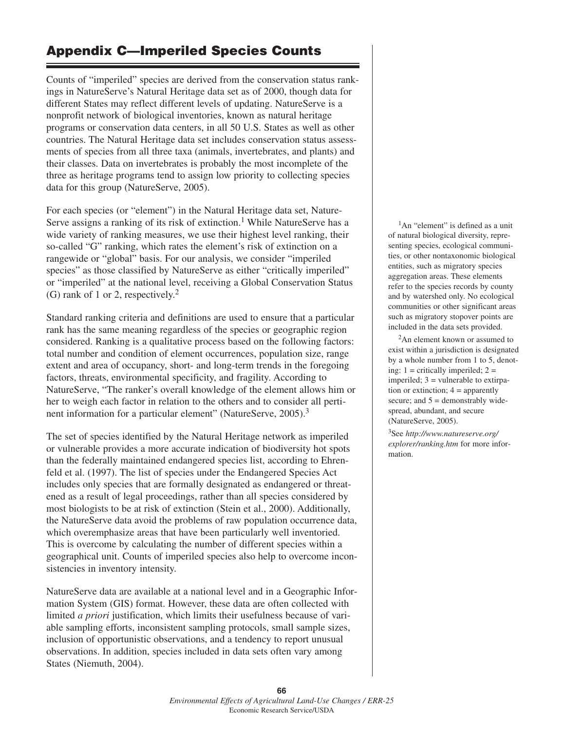# Appendix C—Imperiled Species Counts

Counts of "imperiled" species are derived from the conservation status rankings in NatureServe's Natural Heritage data set as of 2000, though data for different States may reflect different levels of updating. NatureServe is a nonprofit network of biological inventories, known as natural heritage programs or conservation data centers, in all 50 U.S. States as well as other countries. The Natural Heritage data set includes conservation status assessments of species from all three taxa (animals, invertebrates, and plants) and their classes. Data on invertebrates is probably the most incomplete of the three as heritage programs tend to assign low priority to collecting species data for this group (NatureServe, 2005).

For each species (or "element") in the Natural Heritage data set, NatureServe assigns a ranking of its risk of extinction.[1] While NatureServe has a wide variety of ranking measures, we use their highest level ranking, their so-called "G" ranking, which rates the element's risk of extinction on a rangewide or "global" basis. For our analysis, we consider "imperiled species" as those classified by NatureServe as either "critically imperiled" or "imperiled" at the national level, receiving a Global Conservation Status (G) rank of 1 or 2, respectively.[2]

Standard ranking criteria and definitions are used to ensure that a particular rank has the same meaning regardless of the species or geographic region considered. Ranking is a qualitative process based on the following factors: total number and condition of element occurrences, population size, range extent and area of occupancy, short- and long-term trends in the foregoing factors, threats, environmental specificity, and fragility. According to NatureServe, "The ranker's overall knowledge of the element allows him or her to weigh each factor in relation to the others and to consider all pertinent information for a particular element" (NatureServe, 2005).[3]

The set of species identified by the Natural Heritage network as imperiled or vulnerable provides a more accurate indication of biodiversity hot spots than the federally maintained endangered species list, according to Ehrenfeld et al. (1997). The list of species under the Endangered Species Act includes only species that are formally designated as endangered or threatened as a result of legal proceedings, rather than all species considered by most biologists to be at risk of extinction (Stein et al., 2000). Additionally, the NatureServe data avoid the problems of raw population occurrence data, which overemphasize areas that have been particularly well inventoried. This is overcome by calculating the number of different species within a geographical unit. Counts of imperiled species also help to overcome inconsistencies in inventory intensity.

NatureServe data are available at a national level and in a Geographic Information System (GIS) format. However, these data are often collected with limited *a priori* justification, which limits their usefulness because of variable sampling efforts, inconsistent sampling protocols, small sample sizes, inclusion of opportunistic observations, and a tendency to report unusual observations. In addition, species included in data sets often vary among States (Niemuth, 2004).

[1]An "element" is defined as a unit of natural biological diversity, representing species, ecological communities, or other nontaxonomic biological entities, such as migratory species aggregation areas. These elements refer to the species records by county and by watershed only. No ecological communities or other significant areas such as migratory stopover points are included in the data sets provided.

[2]An element known or assumed to exist within a jurisdiction is designated by a whole number from 1 to 5, denoting: 1 = critically imperiled; 2 = imperiled; 3 = vulnerable to extirpation or extinction; 4 = apparently secure; and 5 = demonstrably widespread, abundant, and secure (NatureServe, 2005).

[3]See *http://www.natureserve.org/explorer/ranking.htm* for more information.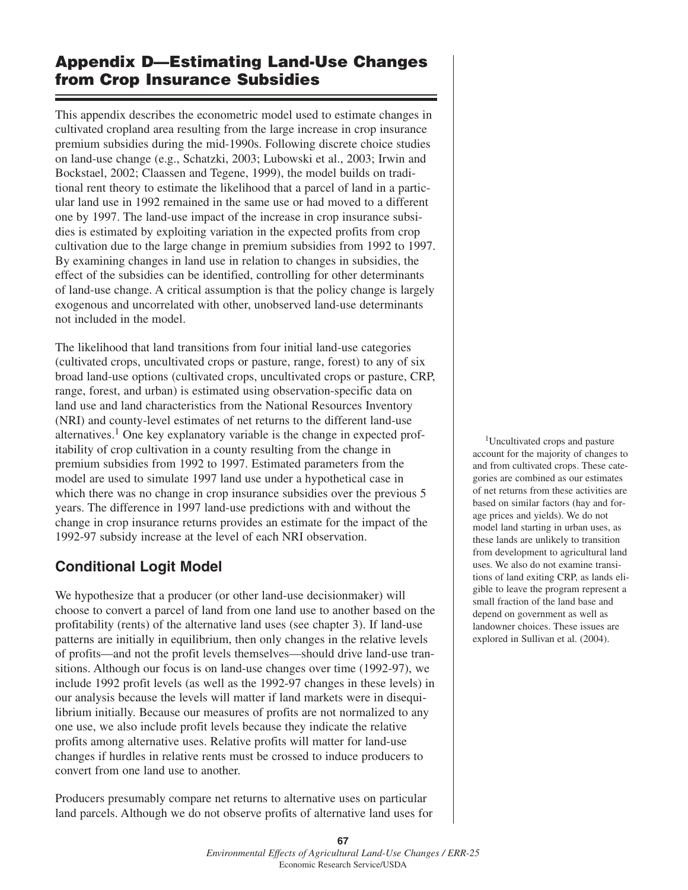## Appendix D—Estimating Land-Use Changes from Crop Insurance Subsidies

This appendix describes the econometric model used to estimate changes in cultivated cropland area resulting from the large increase in crop insurance premium subsidies during the mid-1990s. Following discrete choice studies on land-use change (e.g., Schatzki, 2003; Lubowski et al., 2003; Irwin and Bockstael, 2002; Claassen and Tegene, 1999), the model builds on traditional rent theory to estimate the likelihood that a parcel of land in a particular land use in 1992 remained in the same use or had moved to a different one by 1997. The land-use impact of the increase in crop insurance subsidies is estimated by exploiting variation in the expected profits from crop cultivation due to the large change in premium subsidies from 1992 to 1997. By examining changes in land use in relation to changes in subsidies, the effect of the subsidies can be identified, controlling for other determinants of land-use change. A critical assumption is that the policy change is largely exogenous and uncorrelated with other, unobserved land-use determinants not included in the model.

The likelihood that land transitions from four initial land-use categories (cultivated crops, uncultivated crops or pasture, range, forest) to any of six broad land-use options (cultivated crops, uncultivated crops or pasture, CRP, range, forest, and urban) is estimated using observation-specific data on land use and land characteristics from the National Resources Inventory (NRI) and county-level estimates of net returns to the different land-use alternatives.[1] One key explanatory variable is the change in expected profitability of crop cultivation in a county resulting from the change in premium subsidies from 1992 to 1997. Estimated parameters from the model are used to simulate 1997 land use under a hypothetical case in which there was no change in crop insurance subsidies over the previous 5 years. The difference in 1997 land-use predictions with and without the change in crop insurance returns provides an estimate for the impact of the 1992-97 subsidy increase at the level of each NRI observation.

### Conditional Logit Model

We hypothesize that a producer (or other land-use decisionmaker) will choose to convert a parcel of land from one land use to another based on the profitability (rents) of the alternative land uses (see chapter 3). If land-use patterns are initially in equilibrium, then only changes in the relative levels of profits—and not the profit levels themselves—should drive land-use transitions. Although our focus is on land-use changes over time (1992-97), we include 1992 profit levels (as well as the 1992-97 changes in these levels) in our analysis because the levels will matter if land markets were in disequilibrium initially. Because our measures of profits are not normalized to any one use, we also include profit levels because they indicate the relative profits among alternative uses. Relative profits will matter for land-use changes if hurdles in relative rents must be crossed to induce producers to convert from one land use to another.

Producers presumably compare net returns to alternative uses on particular land parcels. Although we do not observe profits of alternative land uses for

[1] Uncultivated crops and pasture account for the majority of changes to and from cultivated crops. These categories are combined as our estimates of net returns from these activities are based on similar factors (hay and forage prices and yields). We do not model land starting in urban uses, as these lands are unlikely to transition from development to agricultural land uses. We also do not examine transitions of land exiting CRP, as lands eligible to leave the program represent a small fraction of the land base and depend on government as well as landowner choices. These issues are explored in Sullivan et al. (2004).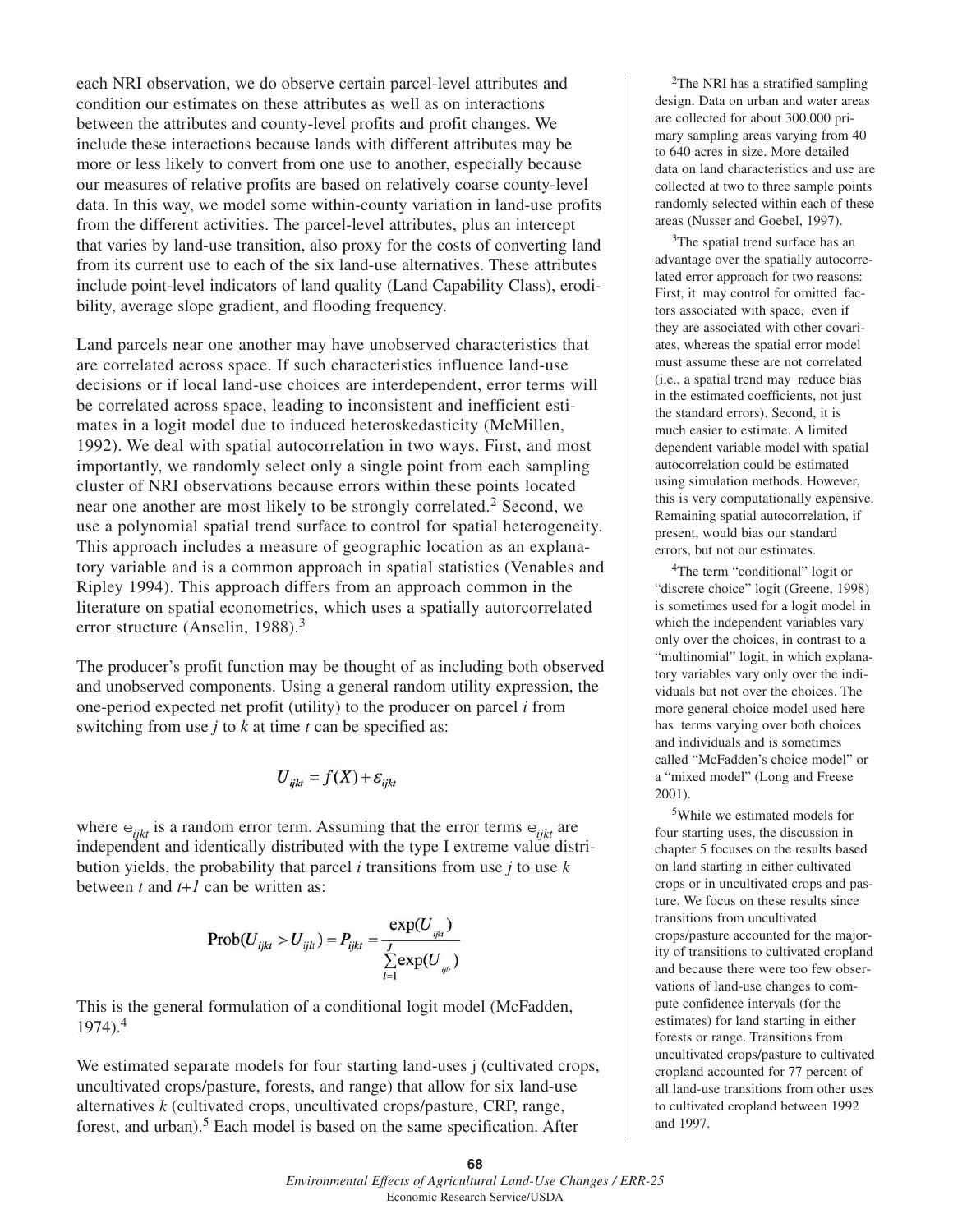each NRI observation, we do observe certain parcel-level attributes and condition our estimates on these attributes as well as on interactions between the attributes and county-level profits and profit changes. We include these interactions because lands with different attributes may be more or less likely to convert from one use to another, especially because our measures of relative profits are based on relatively coarse county-level data. In this way, we model some within-county variation in land-use profits from the different activities. The parcel-level attributes, plus an intercept that varies by land-use transition, also proxy for the costs of converting land from its current use to each of the six land-use alternatives. These attributes include point-level indicators of land quality (Land Capability Class), erodibility, average slope gradient, and flooding frequency.

Land parcels near one another may have unobserved characteristics that are correlated across space. If such characteristics influence land-use decisions or if local land-use choices are interdependent, error terms will be correlated across space, leading to inconsistent and inefficient estimates in a logit model due to induced heteroskedasticity (McMillen, 1992). We deal with spatial autocorrelation in two ways. First, and most importantly, we randomly select only a single point from each sampling cluster of NRI observations because errors within these points located near one another are most likely to be strongly correlated.[2] Second, we use a polynomial spatial trend surface to control for spatial heterogeneity. This approach includes a measure of geographic location as an explanatory variable and is a common approach in spatial statistics (Venables and Ripley 1994). This approach differs from an approach common in the literature on spatial econometrics, which uses a spatially autorcorrelated error structure (Anselin, 1988).[3]

The producer's profit function may be thought of as including both observed and unobserved components. Using a general random utility expression, the one-period expected net profit (utility) to the producer on parcel *i* from switching from use *j* to *k* at time *t* can be specified as:

$$U_{ijkt} = f(X) + \varepsilon_{ijkt}$$

where $\epsilon_{ijkt}$ is a random error term. Assuming that the error terms $\epsilon_{ijkt}$ are independent and identically distributed with the type I extreme value distribution yields, the probability that parcel *i* transitions from use *j* to use *k* between *t* and *t+1* can be written as:

$$\text{Prob}(U_{ijkt} > U_{ijlt}) = P_{ijkt} = \frac{\exp(U_{ijkt})}{\sum_{l=1}^{J} \exp(U_{ijlt})}$$

This is the general formulation of a conditional logit model (McFadden, 1974).[4]

We estimated separate models for four starting land-uses j (cultivated crops, uncultivated crops/pasture, forests, and range) that allow for six land-use alternatives *k* (cultivated crops, uncultivated crops/pasture, CRP, range, forest, and urban).[5] Each model is based on the same specification. After

[2] The NRI has a stratified sampling design. Data on urban and water areas are collected for about 300,000 primary sampling areas varying from 40 to 640 acres in size. More detailed data on land characteristics and use are collected at two to three sample points randomly selected within each of these areas (Nusser and Goebel, 1997).

[3] The spatial trend surface has an advantage over the spatially autocorrelated error approach for two reasons: First, it may control for omitted factors associated with space, even if they are associated with other covariates, whereas the spatial error model must assume these are not correlated (i.e., a spatial trend may reduce bias in the estimated coefficients, not just the standard errors). Second, it is much easier to estimate. A limited dependent variable model with spatial autocorrelation could be estimated using simulation methods. However, this is very computationally expensive. Remaining spatial autocorrelation, if present, would bias our standard errors, but not our estimates.

[4] The term "conditional" logit or "discrete choice" logit (Greene, 1998) is sometimes used for a logit model in which the independent variables vary only over the choices, in contrast to a "multinomial" logit, in which explanatory variables vary only over the individuals but not over the choices. The more general choice model used here has terms varying over both choices and individuals and is sometimes called "McFadden's choice model" or a "mixed model" (Long and Freese 2001).

[5] While we estimated models for four starting uses, the discussion in chapter 5 focuses on the results based on land starting in either cultivated crops or in uncultivated crops and pasture. We focus on these results since transitions from uncultivated crops/pasture accounted for the majority of transitions to cultivated cropland and because there were too few observations of land-use changes to compute confidence intervals (for the estimates) for land starting in either forests or range. Transitions from uncultivated crops/pasture to cultivated cropland accounted for 77 percent of all land-use transitions from other uses to cultivated cropland between 1992 and 1997.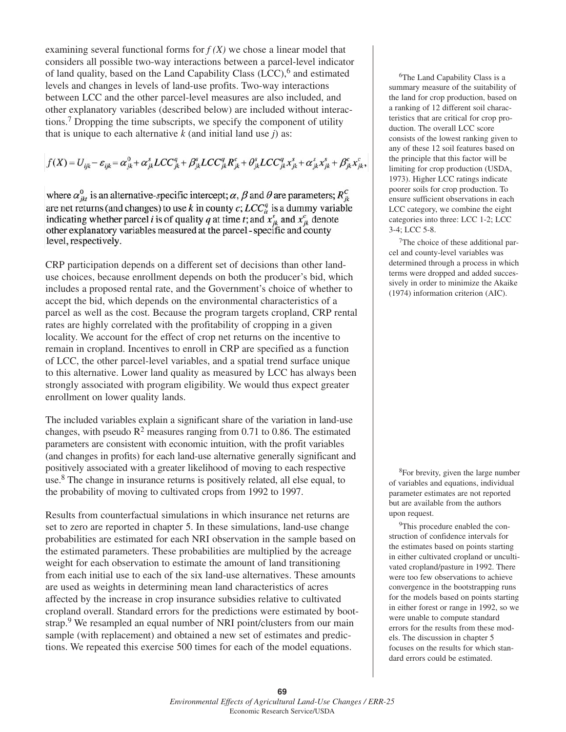examining several functional forms for $f(X)$ we chose a linear model that considers all possible two-way interactions between a parcel-level indicator of land quality, based on the Land Capability Class (LCC),[6] and estimated levels and changes in levels of land-use profits. Two-way interactions between LCC and the other parcel-level measures are also included, and other explanatory variables (described below) are included without interactions.[7] Dropping the time subscripts, we specify the component of utility that is unique to each alternative $k$ (and initial land use $j$) as:

$$f(X) = U_{ijk} - \varepsilon_{ijk} = \alpha^0_{jk} + \alpha^s_{jk} LCC^q_{jk} + \beta^s_{jk} LCC^q_{jk} R^c_{jk} + \theta^s_{jk} LCC^q_{jk} x^s_{jk} + \alpha^s_{jk} x^s_{jk} + \beta^c_{jk} x^c_{jk},$$

where $\alpha^0_{jkt}$ is an alternative-specific intercept; $\alpha$, $\beta$ and $\theta$ are parameters; $R^C_{jk}$ are net returns (and changes) to use $k$ in county $c$; $LCC^q_{it}$ is a dummy variable indicating whether parcel $i$ is of quality $q$ at time $t$; and $x^s_{jk}$ and $x^c_{jk}$ denote other explanatory variables measured at the parcel-specific and county level, respectively.

CRP participation depends on a different set of decisions than other land-use choices, because enrollment depends on both the producer's bid, which includes a proposed rental rate, and the Government's choice of whether to accept the bid, which depends on the environmental characteristics of a parcel as well as the cost. Because the program targets cropland, CRP rental rates are highly correlated with the profitability of cropping in a given locality. We account for the effect of crop net returns on the incentive to remain in cropland. Incentives to enroll in CRP are specified as a function of LCC, the other parcel-level variables, and a spatial trend surface unique to this alternative. Lower land quality as measured by LCC has always been strongly associated with program eligibility. We would thus expect greater enrollment on lower quality lands.

The included variables explain a significant share of the variation in land-use changes, with pseudo $R^2$ measures ranging from 0.71 to 0.86. The estimated parameters are consistent with economic intuition, with the profit variables (and changes in profits) for each land-use alternative generally significant and positively associated with a greater likelihood of moving to each respective use.[8] The change in insurance returns is positively related, all else equal, to the probability of moving to cultivated crops from 1992 to 1997.

Results from counterfactual simulations in which insurance net returns are set to zero are reported in chapter 5. In these simulations, land-use change probabilities are estimated for each NRI observation in the sample based on the estimated parameters. These probabilities are multiplied by the acreage weight for each observation to estimate the amount of land transitioning from each initial use to each of the six land-use alternatives. These amounts are used as weights in determining mean land characteristics of acres affected by the increase in crop insurance subsidies relative to cultivated cropland overall. Standard errors for the predictions were estimated by bootstrap.[9] We resampled an equal number of NRI point/clusters from our main sample (with replacement) and obtained a new set of estimates and predictions. We repeated this exercise 500 times for each of the model equations.

[6]The Land Capability Class is a summary measure of the suitability of the land for crop production, based on a ranking of 12 different soil characteristics that are critical for crop production. The overall LCC score consists of the lowest ranking given to any of these 12 soil features based on the principle that this factor will be limiting for crop production (USDA, 1973). Higher LCC ratings indicate poorer soils for crop production. To ensure sufficient observations in each LCC category, we combine the eight categories into three: LCC 1-2; LCC 3-4; LCC 5-8.

[7]The choice of these additional parcel and county-level variables was determined through a process in which terms were dropped and added successively in order to minimize the Akaike (1974) information criterion (AIC).

[8]For brevity, given the large number of variables and equations, individual parameter estimates are not reported but are available from the authors upon request.

[9]This procedure enabled the construction of confidence intervals for the estimates based on points starting in either cultivated cropland or uncultivated cropland/pasture in 1992. There were too few observations to achieve convergence in the bootstrapping runs for the models based on points starting in either forest or range in 1992, so we were unable to compute standard errors for the results from these models. The discussion in chapter 5 focuses on the results for which standard errors could be estimated.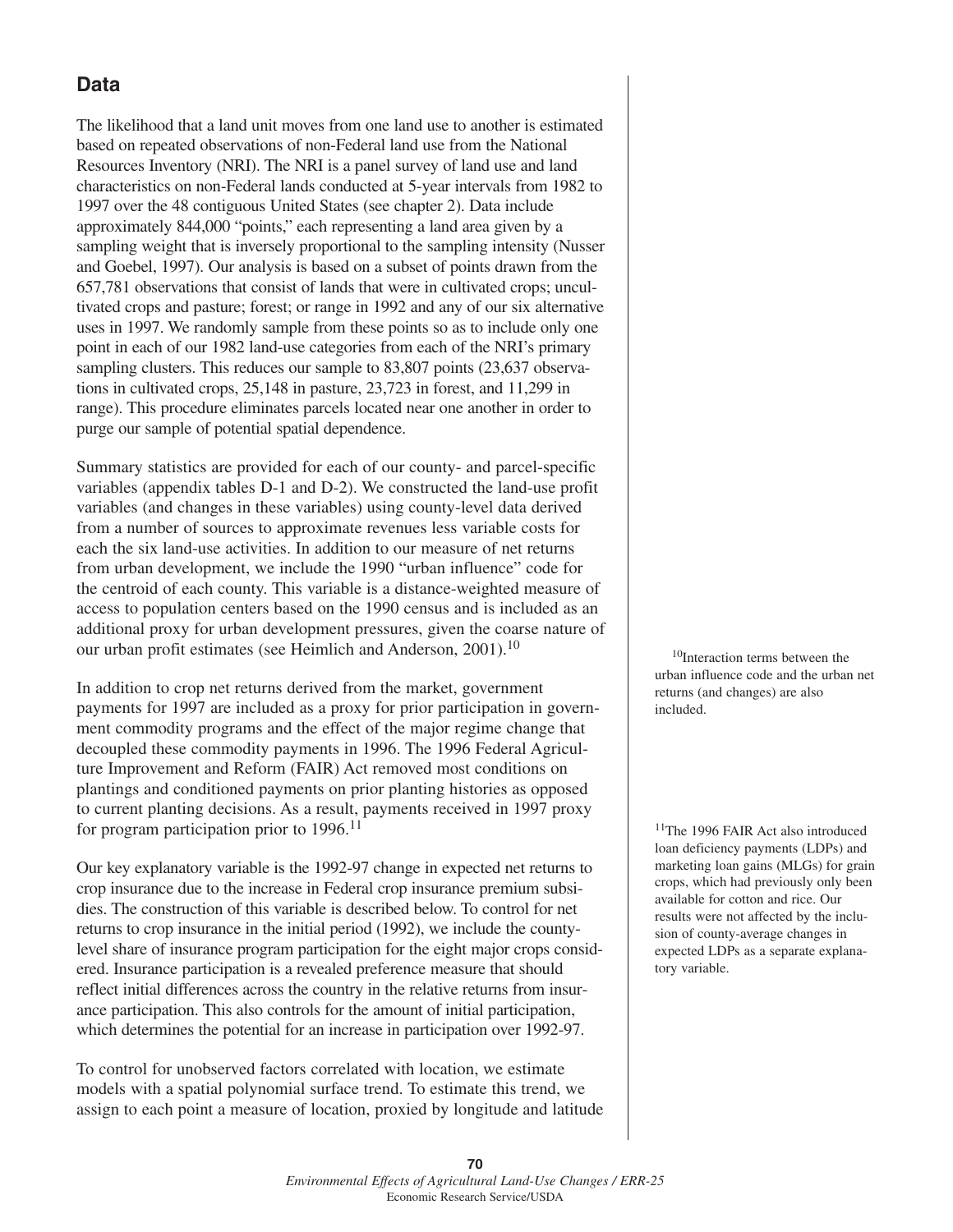## Data

The likelihood that a land unit moves from one land use to another is estimated based on repeated observations of non-Federal land use from the National Resources Inventory (NRI). The NRI is a panel survey of land use and land characteristics on non-Federal lands conducted at 5-year intervals from 1982 to 1997 over the 48 contiguous United States (see chapter 2). Data include approximately 844,000 "points," each representing a land area given by a sampling weight that is inversely proportional to the sampling intensity (Nusser and Goebel, 1997). Our analysis is based on a subset of points drawn from the 657,781 observations that consist of lands that were in cultivated crops; uncultivated crops and pasture; forest; or range in 1992 and any of our six alternative uses in 1997. We randomly sample from these points so as to include only one point in each of our 1982 land-use categories from each of the NRI's primary sampling clusters. This reduces our sample to 83,807 points (23,637 observations in cultivated crops, 25,148 in pasture, 23,723 in forest, and 11,299 in range). This procedure eliminates parcels located near one another in order to purge our sample of potential spatial dependence.

Summary statistics are provided for each of our county- and parcel-specific variables (appendix tables D-1 and D-2). We constructed the land-use profit variables (and changes in these variables) using county-level data derived from a number of sources to approximate revenues less variable costs for each the six land-use activities. In addition to our measure of net returns from urban development, we include the 1990 "urban influence" code for the centroid of each county. This variable is a distance-weighted measure of access to population centers based on the 1990 census and is included as an additional proxy for urban development pressures, given the coarse nature of our urban profit estimates (see Heimlich and Anderson, 2001).[10]

In addition to crop net returns derived from the market, government payments for 1997 are included as a proxy for prior participation in government commodity programs and the effect of the major regime change that decoupled these commodity payments in 1996. The 1996 Federal Agriculture Improvement and Reform (FAIR) Act removed most conditions on plantings and conditioned payments on prior planting histories as opposed to current planting decisions. As a result, payments received in 1997 proxy for program participation prior to 1996.[11]

Our key explanatory variable is the 1992-97 change in expected net returns to crop insurance due to the increase in Federal crop insurance premium subsidies. The construction of this variable is described below. To control for net returns to crop insurance in the initial period (1992), we include the county-level share of insurance program participation for the eight major crops considered. Insurance participation is a revealed preference measure that should reflect initial differences across the country in the relative returns from insurance participation. This also controls for the amount of initial participation, which determines the potential for an increase in participation over 1992-97.

To control for unobserved factors correlated with location, we estimate models with a spatial polynomial surface trend. To estimate this trend, we assign to each point a measure of location, proxied by longitude and latitude

[10] Interaction terms between the urban influence code and the urban net returns (and changes) are also included.

[11] The 1996 FAIR Act also introduced loan deficiency payments (LDPs) and marketing loan gains (MLGs) for grain crops, which had previously only been available for cotton and rice. Our results were not affected by the inclusion of county-average changes in expected LDPs as a separate explanatory variable.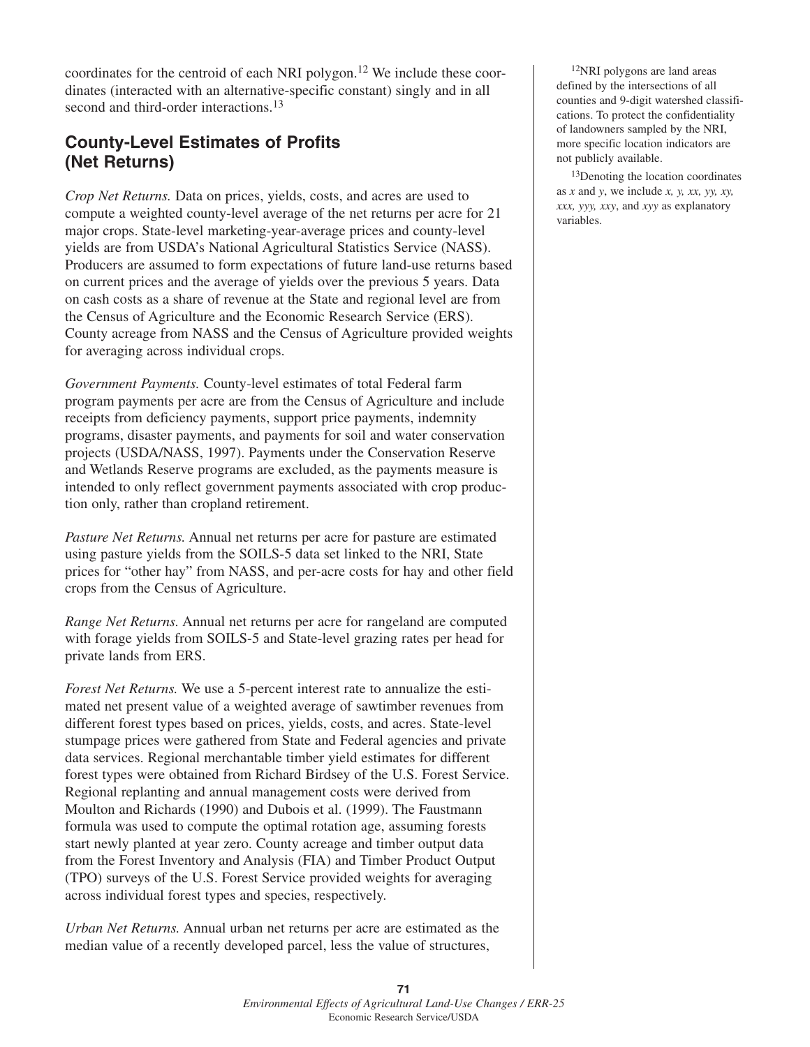coordinates for the centroid of each NRI polygon.[12] We include these coordinates (interacted with an alternative-specific constant) singly and in all second and third-order interactions.[13]

## County-Level Estimates of Profits (Net Returns)

*Crop Net Returns.* Data on prices, yields, costs, and acres are used to compute a weighted county-level average of the net returns per acre for 21 major crops. State-level marketing-year-average prices and county-level yields are from USDA's National Agricultural Statistics Service (NASS). Producers are assumed to form expectations of future land-use returns based on current prices and the average of yields over the previous 5 years. Data on cash costs as a share of revenue at the State and regional level are from the Census of Agriculture and the Economic Research Service (ERS). County acreage from NASS and the Census of Agriculture provided weights for averaging across individual crops.

*Government Payments.* County-level estimates of total Federal farm program payments per acre are from the Census of Agriculture and include receipts from deficiency payments, support price payments, indemnity programs, disaster payments, and payments for soil and water conservation projects (USDA/NASS, 1997). Payments under the Conservation Reserve and Wetlands Reserve programs are excluded, as the payments measure is intended to only reflect government payments associated with crop production only, rather than cropland retirement.

*Pasture Net Returns.* Annual net returns per acre for pasture are estimated using pasture yields from the SOILS-5 data set linked to the NRI, State prices for "other hay" from NASS, and per-acre costs for hay and other field crops from the Census of Agriculture.

*Range Net Returns.* Annual net returns per acre for rangeland are computed with forage yields from SOILS-5 and State-level grazing rates per head for private lands from ERS.

*Forest Net Returns.* We use a 5-percent interest rate to annualize the estimated net present value of a weighted average of sawtimber revenues from different forest types based on prices, yields, costs, and acres. State-level stumpage prices were gathered from State and Federal agencies and private data services. Regional merchantable timber yield estimates for different forest types were obtained from Richard Birdsey of the U.S. Forest Service. Regional replanting and annual management costs were derived from Moulton and Richards (1990) and Dubois et al. (1999). The Faustmann formula was used to compute the optimal rotation age, assuming forests start newly planted at year zero. County acreage and timber output data from the Forest Inventory and Analysis (FIA) and Timber Product Output (TPO) surveys of the U.S. Forest Service provided weights for averaging across individual forest types and species, respectively.

*Urban Net Returns.* Annual urban net returns per acre are estimated as the median value of a recently developed parcel, less the value of structures,

[12]NRI polygons are land areas defined by the intersections of all counties and 9-digit watershed classifications. To protect the confidentiality of landowners sampled by the NRI, more specific location indicators are not publicly available.

[13]Denoting the location coordinates as $x$ and $y$, we include $x$, $y$, $xx$, $yy$, $xy$, $xxx$, $yyy$, $xxy$, and $xyy$ as explanatory variables.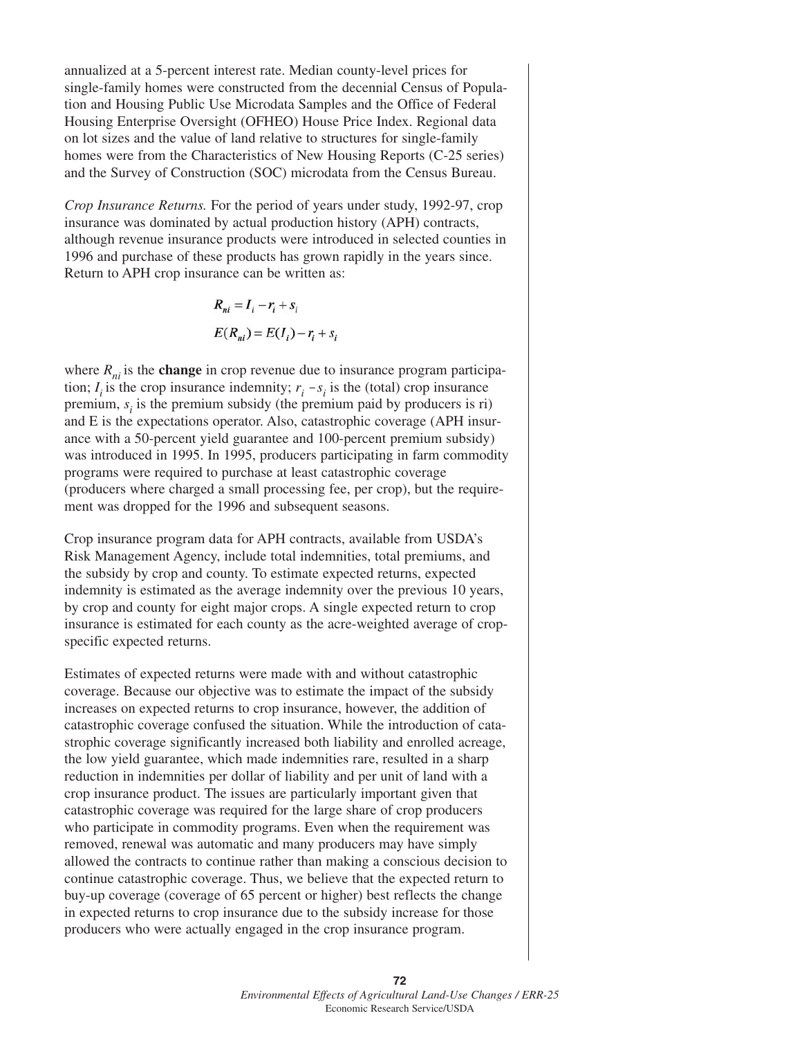annualized at a 5-percent interest rate. Median county-level prices for single-family homes were constructed from the decennial Census of Population and Housing Public Use Microdata Samples and the Office of Federal Housing Enterprise Oversight (OFHEO) House Price Index. Regional data on lot sizes and the value of land relative to structures for single-family homes were from the Characteristics of New Housing Reports (C-25 series) and the Survey of Construction (SOC) microdata from the Census Bureau.

*Crop Insurance Returns.* For the period of years under study, 1992-97, crop insurance was dominated by actual production history (APH) contracts, although revenue insurance products were introduced in selected counties in 1996 and purchase of these products has grown rapidly in the years since. Return to APH crop insurance can be written as:

$$R_{ni} = I_i - r_i + s_i$$

$$E(R_{ni}) = E(I_i) - r_i + s_i$$

where $R_{ni}$ is the **change** in crop revenue due to insurance program participation; $I_i$ is the crop insurance indemnity; $r_i - s_i$ is the (total) crop insurance premium, $s_i$ is the premium subsidy (the premium paid by producers is ri) and E is the expectations operator. Also, catastrophic coverage (APH insurance with a 50-percent yield guarantee and 100-percent premium subsidy) was introduced in 1995. In 1995, producers participating in farm commodity programs were required to purchase at least catastrophic coverage (producers where charged a small processing fee, per crop), but the requirement was dropped for the 1996 and subsequent seasons.

Crop insurance program data for APH contracts, available from USDA's Risk Management Agency, include total indemnities, total premiums, and the subsidy by crop and county. To estimate expected returns, expected indemnity is estimated as the average indemnity over the previous 10 years, by crop and county for eight major crops. A single expected return to crop insurance is estimated for each county as the acre-weighted average of crop-specific expected returns.

Estimates of expected returns were made with and without catastrophic coverage. Because our objective was to estimate the impact of the subsidy increases on expected returns to crop insurance, however, the addition of catastrophic coverage confused the situation. While the introduction of catastrophic coverage significantly increased both liability and enrolled acreage, the low yield guarantee, which made indemnities rare, resulted in a sharp reduction in indemnities per dollar of liability and per unit of land with a crop insurance product. The issues are particularly important given that catastrophic coverage was required for the large share of crop producers who participate in commodity programs. Even when the requirement was removed, renewal was automatic and many producers may have simply allowed the contracts to continue rather than making a conscious decision to continue catastrophic coverage. Thus, we believe that the expected return to buy-up coverage (coverage of 65 percent or higher) best reflects the change in expected returns to crop insurance due to the subsidy increase for those producers who were actually engaged in the crop insurance program.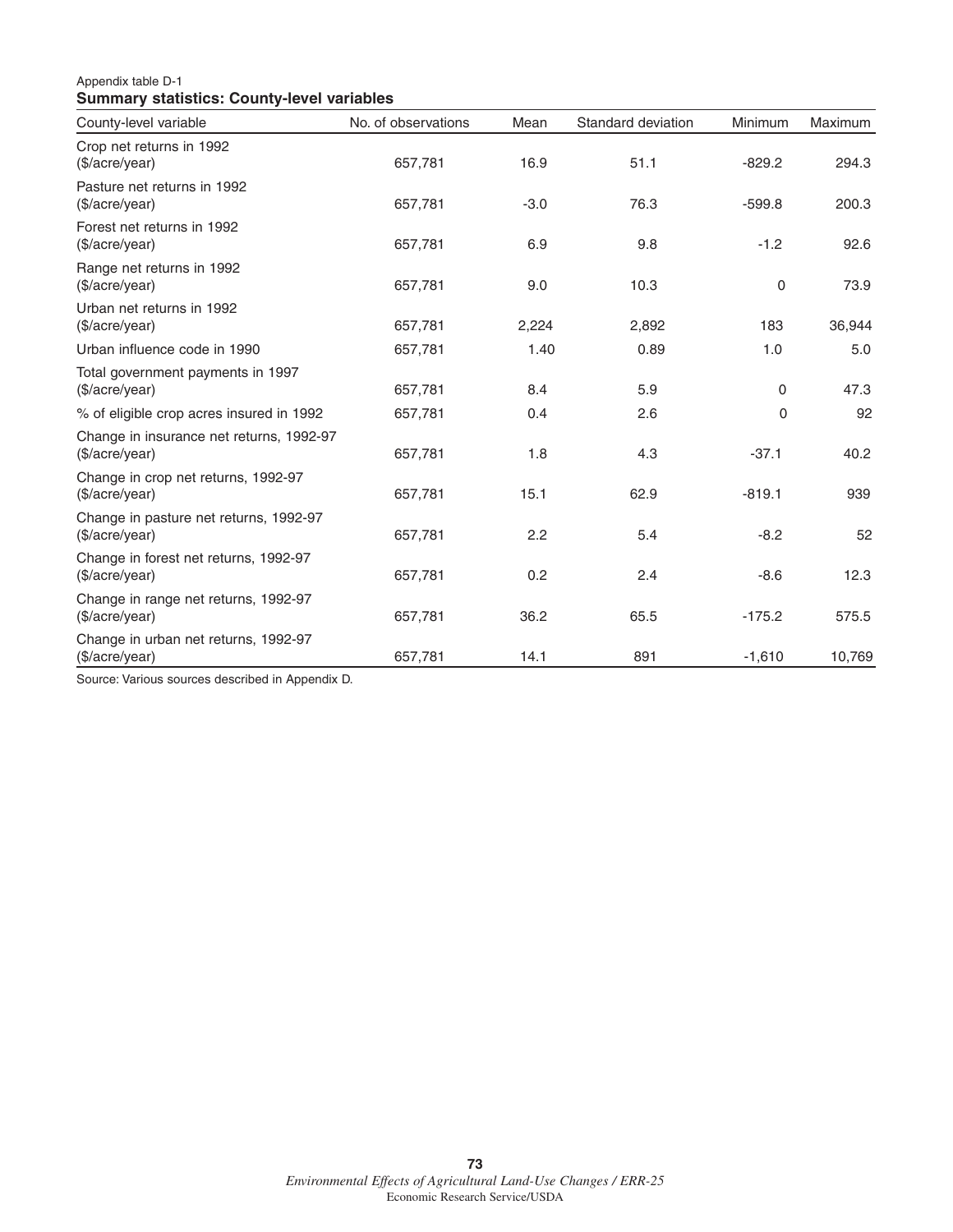Appendix table D-1

**Summary statistics: County-level variables**

| County-level variable | No. of observations | Mean | Standard deviation | Minimum | Maximum |
|---|---|---|---|---|---|
| Crop net returns in 1992 ($/acre/year) | 657,781 | 16.9 | 51.1 | -829.2 | 294.3 |
| Pasture net returns in 1992 ($/acre/year) | 657,781 | -3.0 | 76.3 | -599.8 | 200.3 |
| Forest net returns in 1992 ($/acre/year) | 657,781 | 6.9 | 9.8 | -1.2 | 92.6 |
| Range net returns in 1992 ($/acre/year) | 657,781 | 9.0 | 10.3 | 0 | 73.9 |
| Urban net returns in 1992 ($/acre/year) | 657,781 | 2,224 | 2,892 | 183 | 36,944 |
| Urban influence code in 1990 | 657,781 | 1.40 | 0.89 | 1.0 | 5.0 |
| Total government payments in 1997 ($/acre/year) | 657,781 | 8.4 | 5.9 | 0 | 47.3 |
| % of eligible crop acres insured in 1992 | 657,781 | 0.4 | 2.6 | 0 | 92 |
| Change in insurance net returns, 1992-97 ($/acre/year) | 657,781 | 1.8 | 4.3 | -37.1 | 40.2 |
| Change in crop net returns, 1992-97 ($/acre/year) | 657,781 | 15.1 | 62.9 | -819.1 | 939 |
| Change in pasture net returns, 1992-97 ($/acre/year) | 657,781 | 2.2 | 5.4 | -8.2 | 52 |
| Change in forest net returns, 1992-97 ($/acre/year) | 657,781 | 0.2 | 2.4 | -8.6 | 12.3 |
| Change in range net returns, 1992-97 ($/acre/year) | 657,781 | 36.2 | 65.5 | -175.2 | 575.5 |
| Change in urban net returns, 1992-97 ($/acre/year) | 657,781 | 14.1 | 891 | -1,610 | 10,769 |

Source: Various sources described in Appendix D.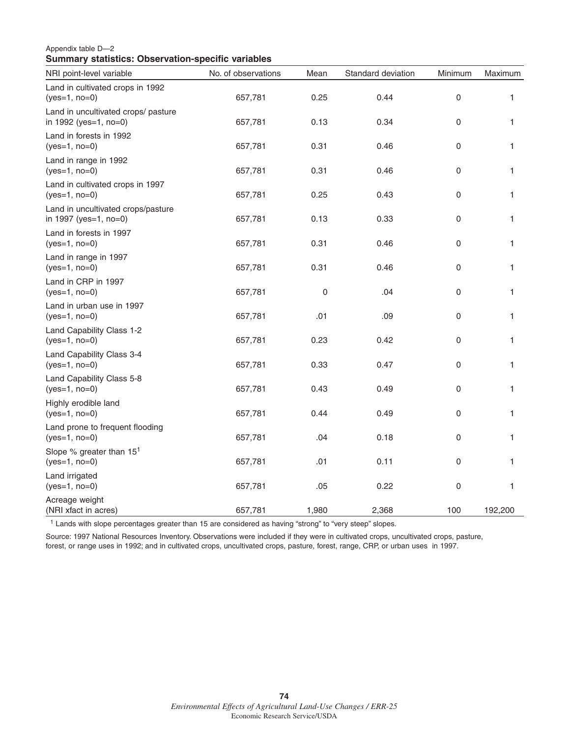Appendix table D—2

**Summary statistics: Observation-specific variables**

| NRI point-level variable | No. of observations | Mean | Standard deviation | Minimum | Maximum |
|---|---|---|---|---|---|
| Land in cultivated crops in 1992 (yes=1, no=0) | 657,781 | 0.25 | 0.44 | 0 | 1 |
| Land in uncultivated crops/ pasture in 1992 (yes=1, no=0) | 657,781 | 0.13 | 0.34 | 0 | 1 |
| Land in forests in 1992 (yes=1, no=0) | 657,781 | 0.31 | 0.46 | 0 | 1 |
| Land in range in 1992 (yes=1, no=0) | 657,781 | 0.31 | 0.46 | 0 | 1 |
| Land in cultivated crops in 1997 (yes=1, no=0) | 657,781 | 0.25 | 0.43 | 0 | 1 |
| Land in uncultivated crops/pasture in 1997 (yes=1, no=0) | 657,781 | 0.13 | 0.33 | 0 | 1 |
| Land in forests in 1997 (yes=1, no=0) | 657,781 | 0.31 | 0.46 | 0 | 1 |
| Land in range in 1997 (yes=1, no=0) | 657,781 | 0.31 | 0.46 | 0 | 1 |
| Land in CRP in 1997 (yes=1, no=0) | 657,781 | 0 | .04 | 0 | 1 |
| Land in urban use in 1997 (yes=1, no=0) | 657,781 | .01 | .09 | 0 | 1 |
| Land Capability Class 1-2 (yes=1, no=0) | 657,781 | 0.23 | 0.42 | 0 | 1 |
| Land Capability Class 3-4 (yes=1, no=0) | 657,781 | 0.33 | 0.47 | 0 | 1 |
| Land Capability Class 5-8 (yes=1, no=0) | 657,781 | 0.43 | 0.49 | 0 | 1 |
| Highly erodible land (yes=1, no=0) | 657,781 | 0.44 | 0.49 | 0 | 1 |
| Land prone to frequent flooding (yes=1, no=0) | 657,781 | .04 | 0.18 | 0 | 1 |
| Slope % greater than 15[1] (yes=1, no=0) | 657,781 | .01 | 0.11 | 0 | 1 |
| Land irrigated (yes=1, no=0) | 657,781 | .05 | 0.22 | 0 | 1 |
| Acreage weight (NRI xfact in acres) | 657,781 | 1,980 | 2,368 | 100 | 192,200 |

[1] Lands with slope percentages greater than 15 are considered as having "strong" to "very steep" slopes.

Source: 1997 National Resources Inventory. Observations were included if they were in cultivated crops, uncultivated crops, pasture, forest, or range uses in 1992; and in cultivated crops, uncultivated crops, pasture, forest, range, CRP, or urban uses in 1997.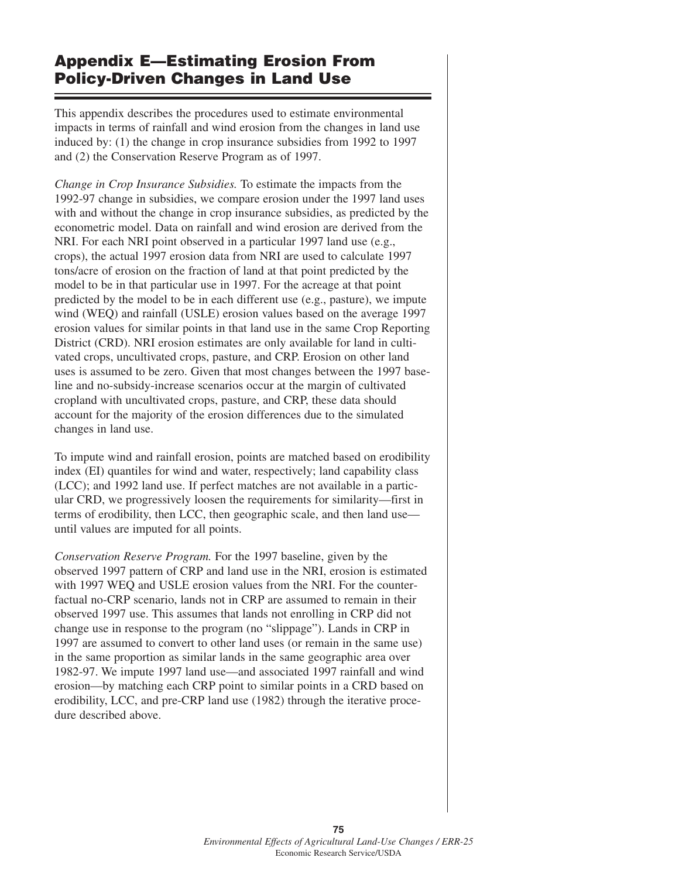# Appendix E—Estimating Erosion From Policy-Driven Changes in Land Use

This appendix describes the procedures used to estimate environmental impacts in terms of rainfall and wind erosion from the changes in land use induced by: (1) the change in crop insurance subsidies from 1992 to 1997 and (2) the Conservation Reserve Program as of 1997.

*Change in Crop Insurance Subsidies.* To estimate the impacts from the 1992-97 change in subsidies, we compare erosion under the 1997 land uses with and without the change in crop insurance subsidies, as predicted by the econometric model. Data on rainfall and wind erosion are derived from the NRI. For each NRI point observed in a particular 1997 land use (e.g., crops), the actual 1997 erosion data from NRI are used to calculate 1997 tons/acre of erosion on the fraction of land at that point predicted by the model to be in that particular use in 1997. For the acreage at that point predicted by the model to be in each different use (e.g., pasture), we impute wind (WEQ) and rainfall (USLE) erosion values based on the average 1997 erosion values for similar points in that land use in the same Crop Reporting District (CRD). NRI erosion estimates are only available for land in cultivated crops, uncultivated crops, pasture, and CRP. Erosion on other land uses is assumed to be zero. Given that most changes between the 1997 baseline and no-subsidy-increase scenarios occur at the margin of cultivated cropland with uncultivated crops, pasture, and CRP, these data should account for the majority of the erosion differences due to the simulated changes in land use.

To impute wind and rainfall erosion, points are matched based on erodibility index (EI) quantiles for wind and water, respectively; land capability class (LCC); and 1992 land use. If perfect matches are not available in a particular CRD, we progressively loosen the requirements for similarity—first in terms of erodibility, then LCC, then geographic scale, and then land use—until values are imputed for all points.

*Conservation Reserve Program.* For the 1997 baseline, given by the observed 1997 pattern of CRP and land use in the NRI, erosion is estimated with 1997 WEQ and USLE erosion values from the NRI. For the counterfactual no-CRP scenario, lands not in CRP are assumed to remain in their observed 1997 use. This assumes that lands not enrolling in CRP did not change use in response to the program (no "slippage"). Lands in CRP in 1997 are assumed to convert to other land uses (or remain in the same use) in the same proportion as similar lands in the same geographic area over 1982-97. We impute 1997 land use—and associated 1997 rainfall and wind erosion—by matching each CRP point to similar points in a CRD based on erodibility, LCC, and pre-CRP land use (1982) through the iterative procedure described above.